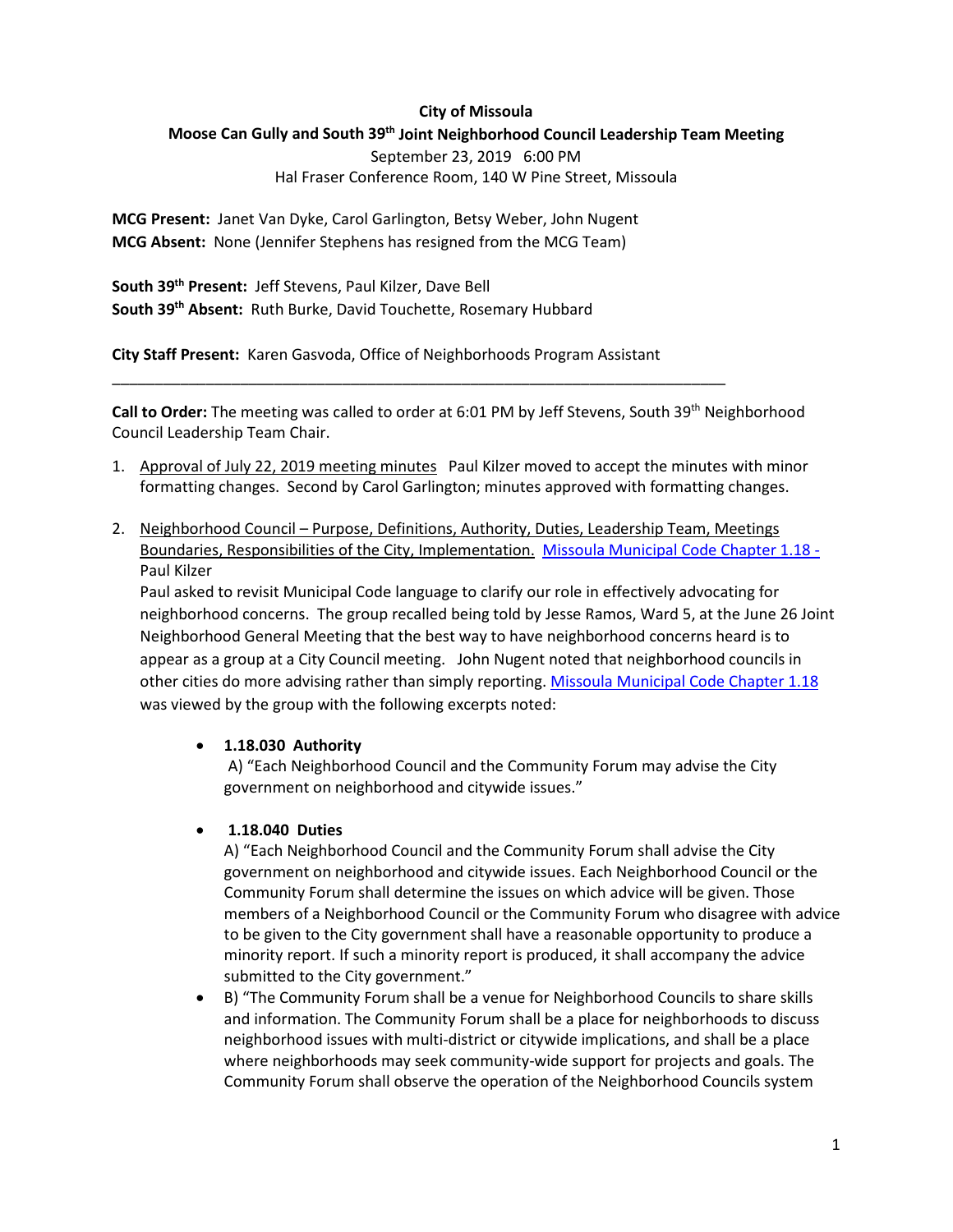**City of Missoula**

**Moose Can Gully and South 39th Joint Neighborhood Council Leadership Team Meeting**

September 23, 2019 6:00 PM

Hal Fraser Conference Room, 140 W Pine Street, Missoula

**MCG Present:** Janet Van Dyke, Carol Garlington, Betsy Weber, John Nugent
**MCG Absent:** None (Jennifer Stephens has resigned from the MCG Team)

**South 39th Present:** Jeff Stevens, Paul Kilzer, Dave Bell
**South 39th Absent:** Ruth Burke, David Touchette, Rosemary Hubbard

**City Staff Present:** Karen Gasvoda, Office of Neighborhoods Program Assistant

---

**Call to Order:** The meeting was called to order at 6:01 PM by Jeff Stevens, South 39th Neighborhood Council Leadership Team Chair.

1. Approval of July 22, 2019 meeting minutes Paul Kilzer moved to accept the minutes with minor formatting changes. Second by Carol Garlington; minutes approved with formatting changes.

2. Neighborhood Council – Purpose, Definitions, Authority, Duties, Leadership Team, Meetings Boundaries, Responsibilities of the City, Implementation. Missoula Municipal Code Chapter 1.18 - Paul Kilzer
   Paul asked to revisit Municipal Code language to clarify our role in effectively advocating for neighborhood concerns. The group recalled being told by Jesse Ramos, Ward 5, at the June 26 Joint Neighborhood General Meeting that the best way to have neighborhood concerns heard is to appear as a group at a City Council meeting. John Nugent noted that neighborhood councils in other cities do more advising rather than simply reporting. Missoula Municipal Code Chapter 1.18 was viewed by the group with the following excerpts noted:

   - **1.18.030 Authority**
     A) "Each Neighborhood Council and the Community Forum may advise the City government on neighborhood and citywide issues."

   - **1.18.040 Duties**
     A) "Each Neighborhood Council and the Community Forum shall advise the City government on neighborhood and citywide issues. Each Neighborhood Council or the Community Forum shall determine the issues on which advice will be given. Those members of a Neighborhood Council or the Community Forum who disagree with advice to be given to the City government shall have a reasonable opportunity to produce a minority report. If such a minority report is produced, it shall accompany the advice submitted to the City government."
   - B) "The Community Forum shall be a venue for Neighborhood Councils to share skills and information. The Community Forum shall be a place for neighborhoods to discuss neighborhood issues with multi-district or citywide implications, and shall be a place where neighborhoods may seek community-wide support for projects and goals. The Community Forum shall observe the operation of the Neighborhood Councils system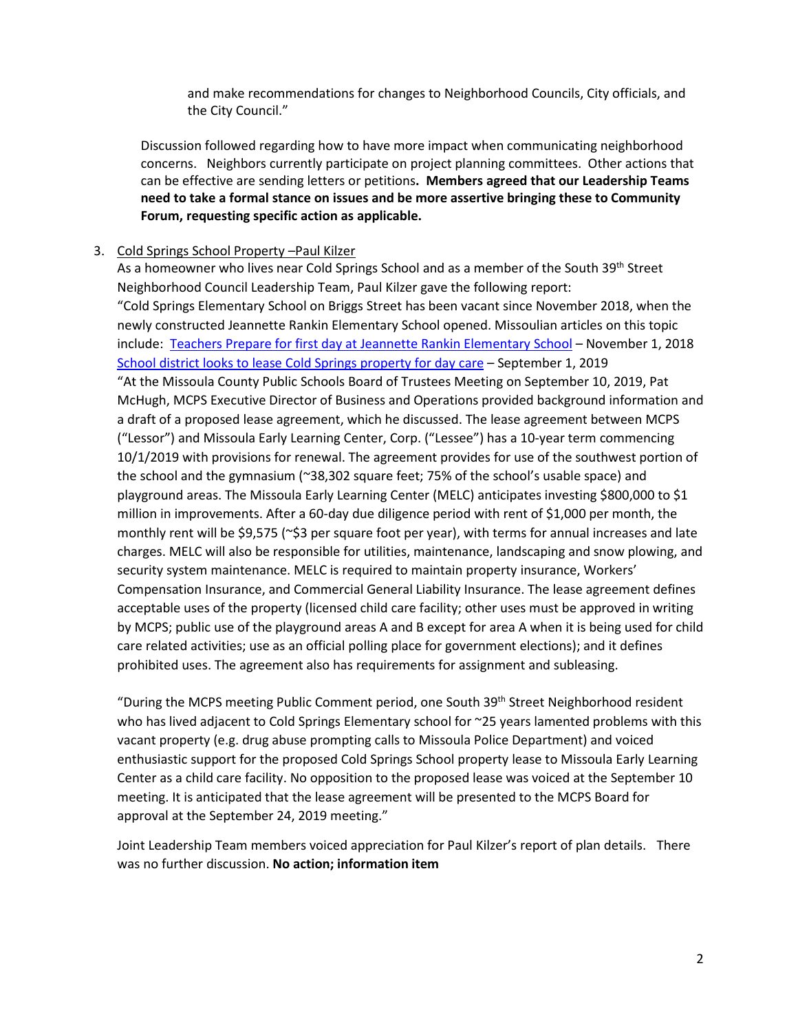and make recommendations for changes to Neighborhood Councils, City officials, and the City Council."

Discussion followed regarding how to have more impact when communicating neighborhood concerns. Neighbors currently participate on project planning committees. Other actions that can be effective are sending letters or petitions**. Members agreed that our Leadership Teams need to take a formal stance on issues and be more assertive bringing these to Community Forum, requesting specific action as applicable.**

3. Cold Springs School Property –Paul Kilzer

As a homeowner who lives near Cold Springs School and as a member of the South 39th Street Neighborhood Council Leadership Team, Paul Kilzer gave the following report:

"Cold Springs Elementary School on Briggs Street has been vacant since November 2018, when the newly constructed Jeannette Rankin Elementary School opened. Missoulian articles on this topic include: Teachers Prepare for first day at Jeannette Rankin Elementary School – November 1, 2018
School district looks to lease Cold Springs property for day care – September 1, 2019

"At the Missoula County Public Schools Board of Trustees Meeting on September 10, 2019, Pat McHugh, MCPS Executive Director of Business and Operations provided background information and a draft of a proposed lease agreement, which he discussed. The lease agreement between MCPS ("Lessor") and Missoula Early Learning Center, Corp. ("Lessee") has a 10-year term commencing 10/1/2019 with provisions for renewal. The agreement provides for use of the southwest portion of the school and the gymnasium (~38,302 square feet; 75% of the school's usable space) and playground areas. The Missoula Early Learning Center (MELC) anticipates investing $800,000 to $1 million in improvements. After a 60-day due diligence period with rent of $1,000 per month, the monthly rent will be $9,575 (~$3 per square foot per year), with terms for annual increases and late charges. MELC will also be responsible for utilities, maintenance, landscaping and snow plowing, and security system maintenance. MELC is required to maintain property insurance, Workers' Compensation Insurance, and Commercial General Liability Insurance. The lease agreement defines acceptable uses of the property (licensed child care facility; other uses must be approved in writing by MCPS; public use of the playground areas A and B except for area A when it is being used for child care related activities; use as an official polling place for government elections); and it defines prohibited uses. The agreement also has requirements for assignment and subleasing.

"During the MCPS meeting Public Comment period, one South 39th Street Neighborhood resident who has lived adjacent to Cold Springs Elementary school for ~25 years lamented problems with this vacant property (e.g. drug abuse prompting calls to Missoula Police Department) and voiced enthusiastic support for the proposed Cold Springs School property lease to Missoula Early Learning Center as a child care facility. No opposition to the proposed lease was voiced at the September 10 meeting. It is anticipated that the lease agreement will be presented to the MCPS Board for approval at the September 24, 2019 meeting."

Joint Leadership Team members voiced appreciation for Paul Kilzer's report of plan details. There was no further discussion. **No action; information item**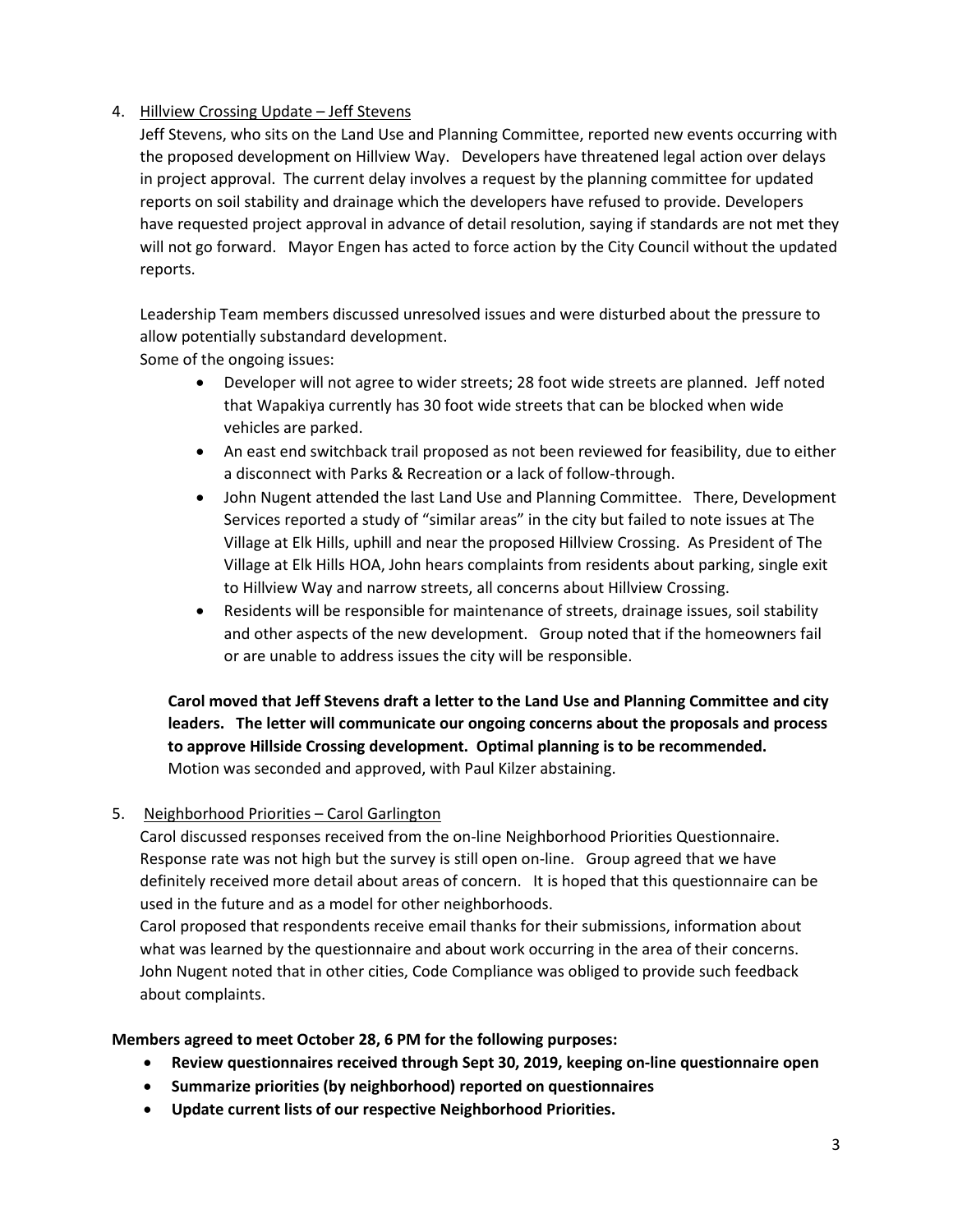4. Hillview Crossing Update – Jeff Stevens

   Jeff Stevens, who sits on the Land Use and Planning Committee, reported new events occurring with the proposed development on Hillview Way. Developers have threatened legal action over delays in project approval. The current delay involves a request by the planning committee for updated reports on soil stability and drainage which the developers have refused to provide. Developers have requested project approval in advance of detail resolution, saying if standards are not met they will not go forward. Mayor Engen has acted to force action by the City Council without the updated reports.

   Leadership Team members discussed unresolved issues and were disturbed about the pressure to allow potentially substandard development.

   Some of the ongoing issues:

   - Developer will not agree to wider streets; 28 foot wide streets are planned. Jeff noted that Wapakiya currently has 30 foot wide streets that can be blocked when wide vehicles are parked.
   - An east end switchback trail proposed as not been reviewed for feasibility, due to either a disconnect with Parks & Recreation or a lack of follow-through.
   - John Nugent attended the last Land Use and Planning Committee. There, Development Services reported a study of "similar areas" in the city but failed to note issues at The Village at Elk Hills, uphill and near the proposed Hillview Crossing. As President of The Village at Elk Hills HOA, John hears complaints from residents about parking, single exit to Hillview Way and narrow streets, all concerns about Hillview Crossing.
   - Residents will be responsible for maintenance of streets, drainage issues, soil stability and other aspects of the new development. Group noted that if the homeowners fail or are unable to address issues the city will be responsible.

   **Carol moved that Jeff Stevens draft a letter to the Land Use and Planning Committee and city leaders. The letter will communicate our ongoing concerns about the proposals and process to approve Hillside Crossing development. Optimal planning is to be recommended.** Motion was seconded and approved, with Paul Kilzer abstaining.

5. Neighborhood Priorities – Carol Garlington

   Carol discussed responses received from the on-line Neighborhood Priorities Questionnaire. Response rate was not high but the survey is still open on-line. Group agreed that we have definitely received more detail about areas of concern. It is hoped that this questionnaire can be used in the future and as a model for other neighborhoods.

   Carol proposed that respondents receive email thanks for their submissions, information about what was learned by the questionnaire and about work occurring in the area of their concerns. John Nugent noted that in other cities, Code Compliance was obliged to provide such feedback about complaints.

**Members agreed to meet October 28, 6 PM for the following purposes:**

- **Review questionnaires received through Sept 30, 2019, keeping on-line questionnaire open**
- **Summarize priorities (by neighborhood) reported on questionnaires**
- **Update current lists of our respective Neighborhood Priorities.**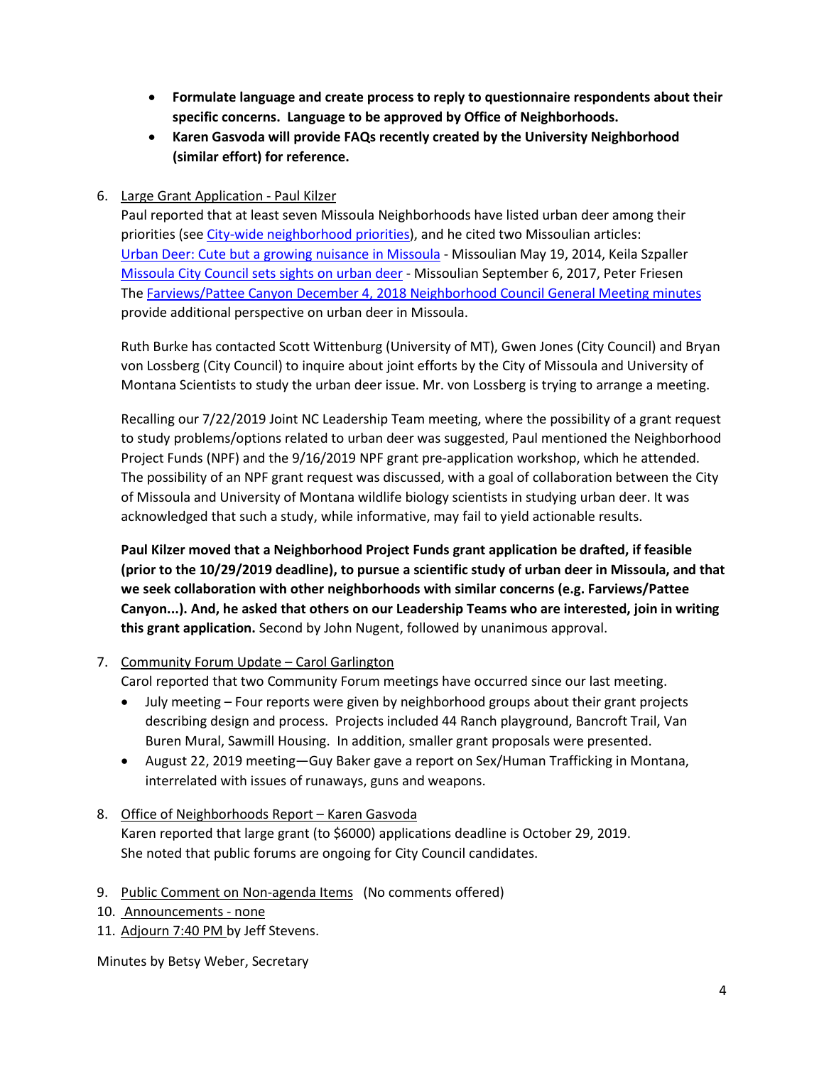- **Formulate language and create process to reply to questionnaire respondents about their specific concerns. Language to be approved by Office of Neighborhoods.**
- **Karen Gasvoda will provide FAQs recently created by the University Neighborhood (similar effort) for reference.**

6. Large Grant Application - Paul Kilzer

   Paul reported that at least seven Missoula Neighborhoods have listed urban deer among their priorities (see City-wide neighborhood priorities), and he cited two Missoulian articles:
   Urban Deer: Cute but a growing nuisance in Missoula - Missoulian May 19, 2014, Keila Szpaller
   Missoula City Council sets sights on urban deer - Missoulian September 6, 2017, Peter Friesen
   The Farviews/Pattee Canyon December 4, 2018 Neighborhood Council General Meeting minutes provide additional perspective on urban deer in Missoula.

   Ruth Burke has contacted Scott Wittenburg (University of MT), Gwen Jones (City Council) and Bryan von Lossberg (City Council) to inquire about joint efforts by the City of Missoula and University of Montana Scientists to study the urban deer issue. Mr. von Lossberg is trying to arrange a meeting.

   Recalling our 7/22/2019 Joint NC Leadership Team meeting, where the possibility of a grant request to study problems/options related to urban deer was suggested, Paul mentioned the Neighborhood Project Funds (NPF) and the 9/16/2019 NPF grant pre-application workshop, which he attended. The possibility of an NPF grant request was discussed, with a goal of collaboration between the City of Missoula and University of Montana wildlife biology scientists in studying urban deer. It was acknowledged that such a study, while informative, may fail to yield actionable results.

   **Paul Kilzer moved that a Neighborhood Project Funds grant application be drafted, if feasible (prior to the 10/29/2019 deadline), to pursue a scientific study of urban deer in Missoula, and that we seek collaboration with other neighborhoods with similar concerns (e.g. Farviews/Pattee Canyon...). And, he asked that others on our Leadership Teams who are interested, join in writing this grant application.** Second by John Nugent, followed by unanimous approval.

7. Community Forum Update – Carol Garlington

   Carol reported that two Community Forum meetings have occurred since our last meeting.
   - July meeting – Four reports were given by neighborhood groups about their grant projects describing design and process. Projects included 44 Ranch playground, Bancroft Trail, Van Buren Mural, Sawmill Housing. In addition, smaller grant proposals were presented.
   - August 22, 2019 meeting—Guy Baker gave a report on Sex/Human Trafficking in Montana, interrelated with issues of runaways, guns and weapons.

8. Office of Neighborhoods Report – Karen Gasvoda

   Karen reported that large grant (to $6000) applications deadline is October 29, 2019.
   She noted that public forums are ongoing for City Council candidates.

9. Public Comment on Non-agenda Items (No comments offered)
10. Announcements - none
11. Adjourn 7:40 PM by Jeff Stevens.

Minutes by Betsy Weber, Secretary